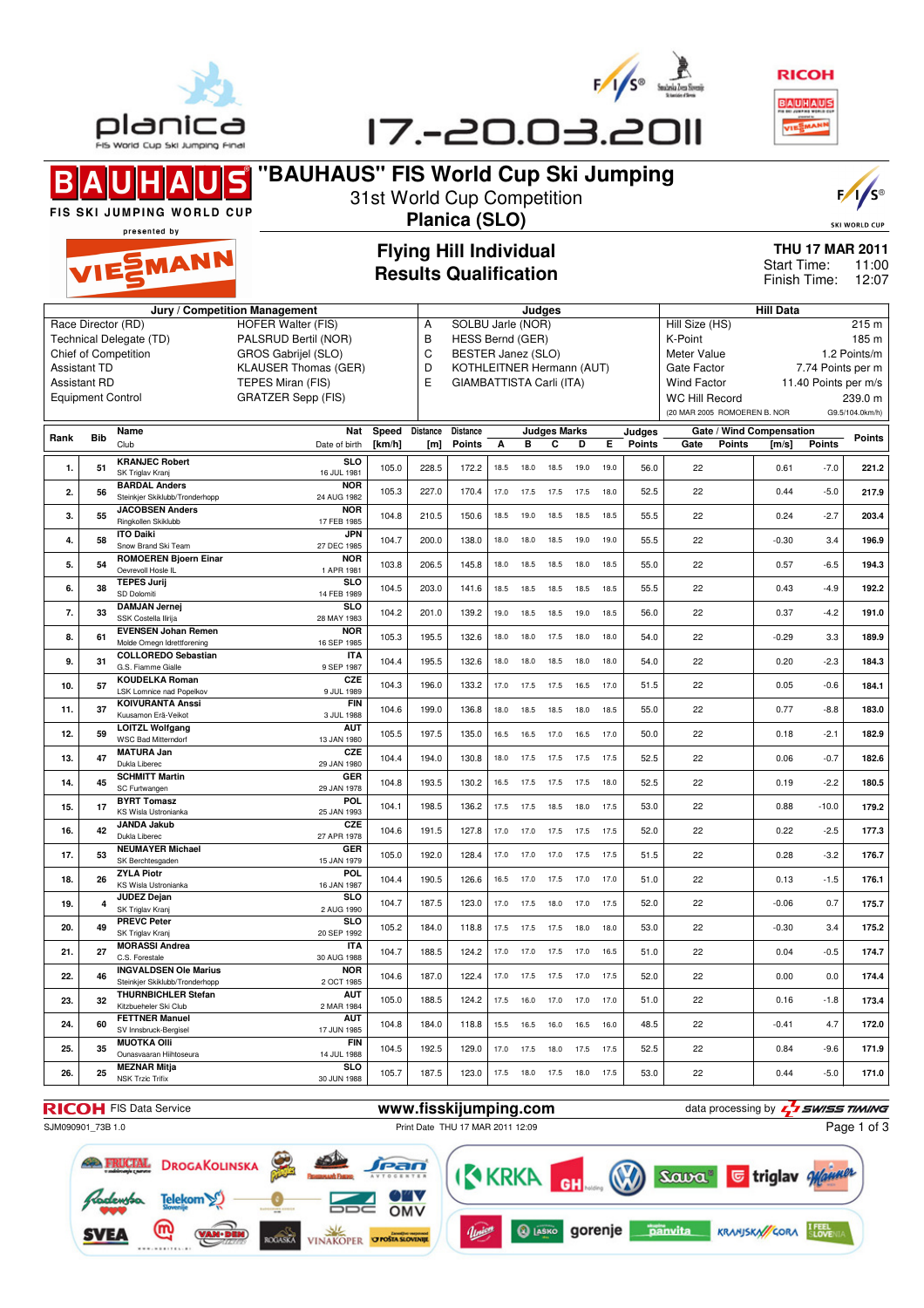# "BAUHAUS" FIS World Cup Ski Jumping

31st World Cup Competition

**Planica (SLO)**

17.-20.03.2011

## Flying Hill Individual
## Results Qualification

**THU 17 MAR 2011**
Start Time: 11:00
Finish Time: 12:07

| Jury / Competition Management | | Judges | | Hill Data | |
|---|---|---|---|---|---|
| Race Director (RD) | HOFER Walter (FIS) | A | SOLBU Jarle (NOR) | Hill Size (HS) | 215 m |
| Technical Delegate (TD) | PALSRUD Bertil (NOR) | B | HESS Bernd (GER) | K-Point | 185 m |
| Chief of Competition | GROS Gabrijel (SLO) | C | BESTER Janez (SLO) | Meter Value | 1.2 Points/m |
| Assistant TD | KLAUSER Thomas (GER) | D | KOTHLEITNER Hermann (AUT) | Gate Factor | 7.74 Points per m |
| Assistant RD | TEPES Miran (FIS) | E | GIAMBATTISTA Carli (ITA) | Wind Factor | 11.40 Points per m/s |
| Equipment Control | GRATZER Sepp (FIS) | | | WC Hill Record | 239.0 m |
| | | | | (20 MAR 2005 ROMOEREN B. NOR | G9.5/104.0km/h) |

| Rank | Bib | Name / Club | Nat / Date of birth | Speed [km/h] | Distance [m] | Distance Points | A | B | C | D | E | Judges Points | Gate | Gate Points | Wind [m/s] | Wind Points | Points |
|---|---|---|---|---|---|---|---|---|---|---|---|---|---|---|---|---|---|
| 1. | 51 | KRANJEC Robert / SK Triglav Kranj | SLO / 16 JUL 1981 | 105.0 | 228.5 | 172.2 | 18.5 | 18.0 | 18.5 | 19.0 | 19.0 | 56.0 | 22 | | 0.61 | -7.0 | 221.2 |
| 2. | 56 | BARDAL Anders / Steinkjer Skiklubb/Tronderhopp | NOR / 24 AUG 1982 | 105.3 | 227.0 | 170.4 | 17.0 | 17.5 | 17.5 | 17.5 | 18.0 | 52.5 | 22 | | 0.44 | -5.0 | 217.9 |
| 3. | 55 | JACOBSEN Anders / Ringkollen Skiklubb | NOR / 17 FEB 1985 | 104.8 | 210.5 | 150.6 | 18.5 | 19.0 | 18.5 | 18.5 | 18.5 | 55.5 | 22 | | 0.24 | -2.7 | 203.4 |
| 4. | 58 | ITO Daiki / Snow Brand Ski Team | JPN / 27 DEC 1985 | 104.7 | 200.0 | 138.0 | 18.0 | 18.0 | 18.5 | 19.0 | 19.0 | 55.5 | 22 | | -0.30 | 3.4 | 196.9 |
| 5. | 54 | ROMOEREN Bjoern Einar / Oevrevoll Hosle IL | NOR / 1 APR 1981 | 103.8 | 206.5 | 145.8 | 18.0 | 18.5 | 18.5 | 18.0 | 18.5 | 55.0 | 22 | | 0.57 | -6.5 | 194.3 |
| 6. | 38 | TEPES Jurij / SD Dolomiti | SLO / 14 FEB 1989 | 104.5 | 203.0 | 141.6 | 18.5 | 18.5 | 18.5 | 18.5 | 18.5 | 55.5 | 22 | | 0.43 | -4.9 | 192.2 |
| 7. | 33 | DAMJAN Jernej / SSK Costella Ilirija | SLO / 28 MAY 1983 | 104.2 | 201.0 | 139.2 | 19.0 | 18.5 | 18.5 | 19.0 | 18.5 | 56.0 | 22 | | 0.37 | -4.2 | 191.0 |
| 8. | 61 | EVENSEN Johan Remen / Molde Omegn Idrettforening | NOR / 16 SEP 1985 | 105.3 | 195.5 | 132.6 | 18.0 | 18.0 | 17.5 | 18.0 | 18.0 | 54.0 | 22 | | -0.29 | 3.3 | 189.9 |
| 9. | 31 | COLLOREDO Sebastian / G.S. Fiamme Gialle | ITA / 9 SEP 1987 | 104.4 | 195.5 | 132.6 | 18.0 | 18.0 | 18.5 | 18.0 | 18.0 | 54.0 | 22 | | 0.20 | -2.3 | 184.3 |
| 10. | 57 | KOUDELKA Roman / LSK Lomnice nad Popelkov | CZE / 9 JUL 1989 | 104.3 | 196.0 | 133.2 | 17.0 | 17.5 | 17.5 | 16.5 | 17.0 | 51.5 | 22 | | 0.05 | -0.6 | 184.1 |
| 11. | 37 | KOIVURANTA Anssi / Kuusamon Erä-Veikot | FIN / 3 JUL 1988 | 104.6 | 199.0 | 136.8 | 18.0 | 18.5 | 18.5 | 18.0 | 18.5 | 55.0 | 22 | | 0.77 | -8.8 | 183.0 |
| 12. | 59 | LOITZL Wolfgang / WSC Bad Mitterndorf | AUT / 13 JAN 1980 | 105.5 | 197.5 | 135.0 | 16.5 | 16.5 | 17.0 | 16.5 | 17.0 | 50.0 | 22 | | 0.18 | -2.1 | 182.9 |
| 13. | 47 | MATURA Jan / Dukla Liberec | CZE / 29 JAN 1980 | 104.4 | 194.0 | 130.8 | 18.0 | 17.5 | 17.5 | 17.5 | 17.5 | 52.5 | 22 | | 0.06 | -0.7 | 182.6 |
| 14. | 45 | SCHMITT Martin / SC Furtwangen | GER / 29 JAN 1978 | 104.8 | 193.5 | 130.2 | 16.5 | 17.5 | 17.5 | 17.5 | 18.0 | 52.5 | 22 | | 0.19 | -2.2 | 180.5 |
| 15. | 17 | BYRT Tomasz / KS Wisla Ustronianka | POL / 25 JAN 1993 | 104.1 | 198.5 | 136.2 | 17.5 | 17.5 | 18.5 | 18.0 | 17.5 | 53.0 | 22 | | 0.88 | -10.0 | 179.2 |
| 16. | 42 | JANDA Jakub / Dukla Liberec | CZE / 27 APR 1978 | 104.6 | 191.5 | 127.8 | 17.0 | 17.0 | 17.5 | 17.5 | 17.5 | 52.0 | 22 | | 0.22 | -2.5 | 177.3 |
| 17. | 53 | NEUMAYER Michael / SK Berchtesgaden | GER / 15 JAN 1979 | 105.0 | 192.0 | 128.4 | 17.0 | 17.0 | 17.0 | 17.5 | 17.5 | 51.5 | 22 | | 0.28 | -3.2 | 176.7 |
| 18. | 26 | ZYLA Piotr / KS Wisla Ustronianka | POL / 16 JAN 1987 | 104.4 | 190.5 | 126.6 | 16.5 | 17.0 | 17.5 | 17.0 | 17.0 | 51.0 | 22 | | 0.13 | -1.5 | 176.1 |
| 19. | 4 | JUDEZ Dejan / SK Triglav Kranj | SLO / 2 AUG 1990 | 104.7 | 187.5 | 123.0 | 17.0 | 17.5 | 18.0 | 17.0 | 17.5 | 52.0 | 22 | | -0.06 | 0.7 | 175.7 |
| 20. | 49 | PREVC Peter / SK Triglav Kranj | SLO / 20 SEP 1992 | 105.2 | 184.0 | 118.8 | 17.5 | 17.5 | 17.5 | 18.0 | 18.0 | 53.0 | 22 | | -0.30 | 3.4 | 175.2 |
| 21. | 27 | MORASSI Andrea / C.S. Forestale | ITA / 30 AUG 1988 | 104.7 | 188.5 | 124.2 | 17.0 | 17.0 | 17.5 | 17.0 | 16.5 | 51.0 | 22 | | 0.04 | -0.5 | 174.7 |
| 22. | 46 | INGVALDSEN Ole Marius / Steinkjer Skiklubb/Tronderhopp | NOR / 2 OCT 1985 | 104.6 | 187.0 | 122.4 | 17.0 | 17.5 | 17.5 | 17.0 | 17.5 | 52.0 | 22 | | 0.00 | 0.0 | 174.4 |
| 23. | 32 | THURNBICHLER Stefan / Kitzbueheler Ski Club | AUT / 2 MAR 1984 | 105.0 | 188.5 | 124.2 | 17.5 | 16.0 | 17.0 | 17.0 | 17.0 | 51.0 | 22 | | 0.16 | -1.8 | 173.4 |
| 24. | 60 | FETTNER Manuel / SV Innsbruck-Bergisel | AUT / 17 JUN 1985 | 104.8 | 184.0 | 118.8 | 15.5 | 16.5 | 16.0 | 16.5 | 16.0 | 48.5 | 22 | | -0.41 | 4.7 | 172.0 |
| 25. | 35 | MUOTKA Olli / Ounasvaaran Hiihtoseura | FIN / 14 JUL 1988 | 104.5 | 192.5 | 129.0 | 17.0 | 17.5 | 18.0 | 17.5 | 17.5 | 52.5 | 22 | | 0.84 | -9.6 | 171.9 |
| 26. | 25 | MEZNAR Mitja / NSK Trzic Trifix | SLO / 30 JUN 1988 | 105.7 | 187.5 | 123.0 | 17.5 | 18.0 | 17.5 | 18.0 | 17.5 | 53.0 | 22 | | 0.44 | -5.0 | 171.0 |

RICOH FIS Data Service — www.fisskijumping.com — data processing by SWISS TIMING

SJM090901_73B 1.0 — Print Date THU 17 MAR 2011 12:09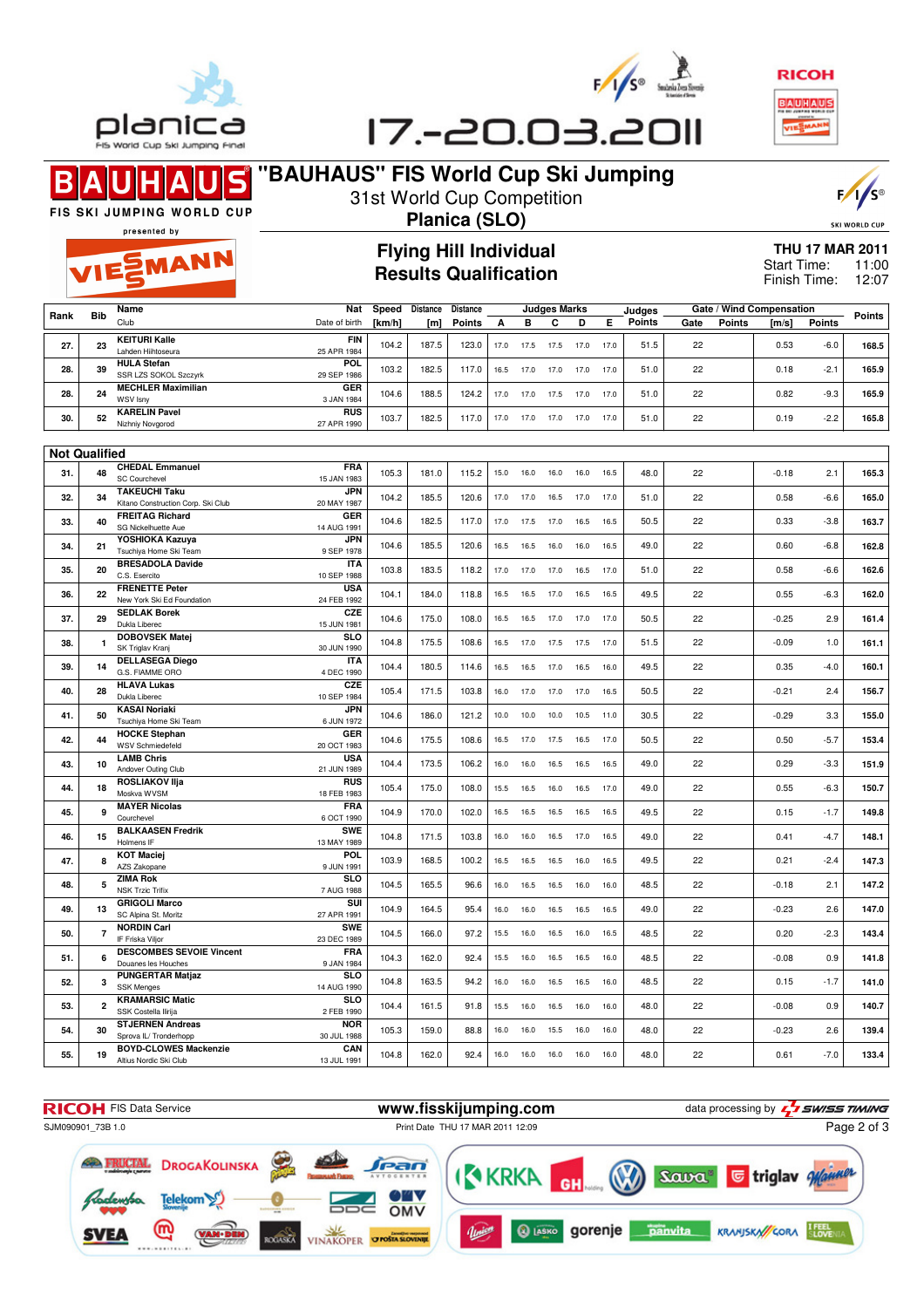# "BAUHAUS" FIS World Cup Ski Jumping

31st World Cup Competition

**Planica (SLO)**

## Flying Hill Individual
## Results Qualification

**THU 17 MAR 2011**
Start Time: 11:00
Finish Time: 12:07

| Rank | Bib | Name / Club | Nat / Date of birth | Speed [km/h] | Distance [m] | Distance Points | A | B | C | D | E | Judges Points | Gate | Gate Points | Wind [m/s] | Wind Points | Points |
|---|---|---|---|---|---|---|---|---|---|---|---|---|---|---|---|---|---|
| 27. | 23 | **KEITURI Kalle** Lahden Hiihtoseura | FIN 25 APR 1984 | 104.2 | 187.5 | 123.0 | 17.0 | 17.5 | 17.5 | 17.0 | 17.0 | 51.5 | 22 | | 0.53 | -6.0 | 168.5 |
| 28. | 39 | **HULA Stefan** SSR LZS SOKOL Szczyrk | POL 29 SEP 1986 | 103.2 | 182.5 | 117.0 | 16.5 | 17.0 | 17.0 | 17.0 | 17.0 | 51.0 | 22 | | 0.18 | -2.1 | 165.9 |
| 28. | 24 | **MECHLER Maximilian** WSV Isny | GER 3 JAN 1984 | 104.6 | 188.5 | 124.2 | 17.0 | 17.0 | 17.5 | 17.0 | 17.0 | 51.0 | 22 | | 0.82 | -9.3 | 165.9 |
| 30. | 52 | **KARELIN Pavel** Nizhniy Novgorod | RUS 27 APR 1990 | 103.7 | 182.5 | 117.0 | 17.0 | 17.0 | 17.0 | 17.0 | 17.0 | 51.0 | 22 | | 0.19 | -2.2 | 165.8 |
| **Not Qualified** | | | | | | | | | | | | | | | | | |
| 31. | 48 | **CHEDAL Emmanuel** SC Courchevel | FRA 15 JAN 1983 | 105.3 | 181.0 | 115.2 | 15.0 | 16.0 | 16.0 | 16.0 | 16.5 | 48.0 | 22 | | -0.18 | 2.1 | 165.3 |
| 32. | 34 | **TAKEUCHI Taku** Kitano Construction Corp. Ski Club | JPN 20 MAY 1987 | 104.2 | 185.5 | 120.6 | 17.0 | 17.0 | 16.5 | 17.0 | 17.0 | 51.0 | 22 | | 0.58 | -6.6 | 165.0 |
| 33. | 40 | **FREITAG Richard** SG Nickelhuette Aue | GER 14 AUG 1991 | 104.6 | 182.5 | 117.0 | 17.0 | 17.5 | 17.0 | 16.5 | 16.5 | 50.5 | 22 | | 0.33 | -3.8 | 163.7 |
| 34. | 21 | **YOSHIOKA Kazuya** Tsuchiya Home Ski Team | JPN 9 SEP 1978 | 104.6 | 185.5 | 120.6 | 16.5 | 16.5 | 16.0 | 16.0 | 16.5 | 49.0 | 22 | | 0.60 | -6.8 | 162.8 |
| 35. | 20 | **BRESADOLA Davide** C.S. Esercito | ITA 10 SEP 1988 | 103.8 | 183.5 | 118.2 | 17.0 | 17.0 | 17.0 | 16.5 | 17.0 | 51.0 | 22 | | 0.58 | -6.6 | 162.6 |
| 36. | 22 | **FRENETTE Peter** New York Ski Ed Foundation | USA 24 FEB 1992 | 104.1 | 184.0 | 118.8 | 16.5 | 16.5 | 17.0 | 16.5 | 16.5 | 49.5 | 22 | | 0.55 | -6.3 | 162.0 |
| 37. | 29 | **SEDLAK Borek** Dukla Liberec | CZE 15 JUN 1981 | 104.6 | 175.0 | 108.0 | 16.5 | 16.5 | 17.0 | 17.0 | 17.0 | 50.5 | 22 | | -0.25 | 2.9 | 161.4 |
| 38. | 1 | **DOBOVSEK Matej** SK Triglav Kranj | SLO 30 JUN 1990 | 104.8 | 175.5 | 108.6 | 16.5 | 17.0 | 17.5 | 17.5 | 17.0 | 51.5 | 22 | | -0.09 | 1.0 | 161.1 |
| 39. | 14 | **DELLASEGA Diego** G.S. FIAMME ORO | ITA 4 DEC 1990 | 104.4 | 180.5 | 114.6 | 16.5 | 16.5 | 17.0 | 16.5 | 16.0 | 49.5 | 22 | | 0.35 | -4.0 | 160.1 |
| 40. | 28 | **HLAVA Lukas** Dukla Liberec | CZE 10 SEP 1984 | 105.4 | 171.5 | 103.8 | 16.0 | 17.0 | 17.0 | 17.0 | 16.5 | 50.5 | 22 | | -0.21 | 2.4 | 156.7 |
| 41. | 50 | **KASAI Noriaki** Tsuchiya Home Ski Team | JPN 6 JUN 1972 | 104.6 | 186.0 | 121.2 | 10.0 | 10.0 | 10.0 | 10.5 | 11.0 | 30.5 | 22 | | -0.29 | 3.3 | 155.0 |
| 42. | 44 | **HOCKE Stephan** WSV Schmiedefeld | GER 20 OCT 1983 | 104.6 | 175.5 | 108.6 | 16.5 | 17.0 | 17.5 | 16.5 | 17.0 | 50.5 | 22 | | 0.50 | -5.7 | 153.4 |
| 43. | 10 | **LAMB Chris** Andover Outing Club | USA 21 JUN 1989 | 104.4 | 173.5 | 106.2 | 16.0 | 16.0 | 16.5 | 16.5 | 16.5 | 49.0 | 22 | | 0.29 | -3.3 | 151.9 |
| 44. | 18 | **ROSLIAKOV Ilja** Moskva WVSM | RUS 18 FEB 1983 | 105.4 | 175.0 | 108.0 | 15.5 | 16.5 | 16.0 | 16.5 | 17.0 | 49.0 | 22 | | 0.55 | -6.3 | 150.7 |
| 45. | 9 | **MAYER Nicolas** Courchevel | FRA 6 OCT 1990 | 104.9 | 170.0 | 102.0 | 16.5 | 16.5 | 16.5 | 16.5 | 16.5 | 49.5 | 22 | | 0.15 | -1.7 | 149.8 |
| 46. | 15 | **BALKAASEN Fredrik** Holmens IF | SWE 13 MAY 1989 | 104.8 | 171.5 | 103.8 | 16.0 | 16.0 | 16.5 | 17.0 | 16.5 | 49.0 | 22 | | 0.41 | -4.7 | 148.1 |
| 47. | 8 | **KOT Maciej** AZS Zakopane | POL 9 JUN 1991 | 103.9 | 168.5 | 100.2 | 16.5 | 16.5 | 16.5 | 16.0 | 16.5 | 49.5 | 22 | | 0.21 | -2.4 | 147.3 |
| 48. | 5 | **ZIMA Rok** NSK Trzic Trifix | SLO 7 AUG 1988 | 104.5 | 165.5 | 96.6 | 16.0 | 16.5 | 16.0 | 16.0 | 16.0 | 48.5 | 22 | | -0.18 | 2.1 | 147.2 |
| 49. | 13 | **GRIGOLI Marco** SC Alpina St. Moritz | SUI 27 APR 1991 | 104.9 | 164.5 | 95.4 | 16.0 | 16.0 | 16.5 | 16.5 | 16.5 | 49.0 | 22 | | -0.23 | 2.6 | 147.0 |
| 50. | 7 | **NORDIN Carl** IF Friska Viljor | SWE 23 DEC 1989 | 104.5 | 166.0 | 97.2 | 15.5 | 16.0 | 16.5 | 16.0 | 16.5 | 48.5 | 22 | | 0.20 | -2.3 | 143.4 |
| 51. | 6 | **DESCOMBES SEVOIE Vincent** Douanes les Houches | FRA 9 JAN 1984 | 104.3 | 162.0 | 92.4 | 15.5 | 16.0 | 16.5 | 16.5 | 16.0 | 48.5 | 22 | | -0.08 | 0.9 | 141.8 |
| 52. | 3 | **PUNGERTAR Matjaz** SSK Menges | SLO 14 AUG 1990 | 104.8 | 163.5 | 94.2 | 16.0 | 16.0 | 16.5 | 16.5 | 16.0 | 48.5 | 22 | | 0.15 | -1.7 | 141.0 |
| 53. | 2 | **KRAMARSIC Matic** SSK Costella Ilirija | SLO 2 FEB 1990 | 104.4 | 161.5 | 91.8 | 15.5 | 16.0 | 16.5 | 16.0 | 16.0 | 48.0 | 22 | | -0.08 | 0.9 | 140.7 |
| 54. | 30 | **STJERNEN Andreas** Sprova IL/ Tronderhopp | NOR 30 JUL 1988 | 105.3 | 159.0 | 88.8 | 16.0 | 16.0 | 15.5 | 16.0 | 16.0 | 48.0 | 22 | | -0.23 | 2.6 | 139.4 |
| 55. | 19 | **BOYD-CLOWES Mackenzie** Altius Nordic Ski Club | CAN 13 JUL 1991 | 104.8 | 162.0 | 92.4 | 16.0 | 16.0 | 16.0 | 16.0 | 16.0 | 48.0 | 22 | | 0.61 | -7.0 | 133.4 |

RICOH FIS Data Service — www.fisskijumping.com — data processing by SWISS TIMING

SJM090901_73B 1.0 — Print Date THU 17 MAR 2011 12:09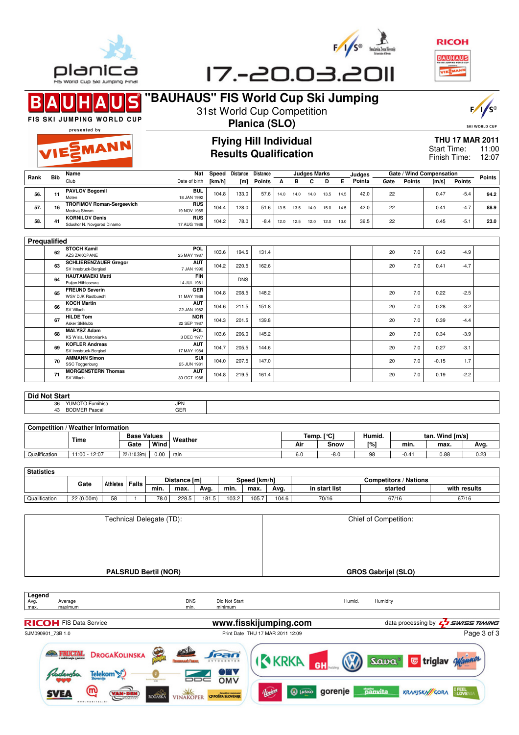# "BAUHAUS" FIS World Cup Ski Jumping

31st World Cup Competition

**Planica (SLO)**

BAUHAUS FIS SKI JUMPING WORLD CUP presented by VIESSMANN

## Flying Hill Individual
## Results Qualification

**THU 17 MAR 2011**
Start Time: 11:00
Finish Time: 12:07

| Rank | Bib | Name / Club | Nat / Date of birth | Speed [km/h] | Distance [m] | Distance Points | A | B | C | D | E | Judges Points | Gate | Gate Points | Wind [m/s] | Wind Points | Points |
|---|---|---|---|---|---|---|---|---|---|---|---|---|---|---|---|---|---|
| 56. | 11 | PAVLOV Bogomil / Moten | BUL / 18 JAN 1992 | 104.8 | 133.0 | 57.6 | 14.0 | 14.0 | 14.0 | 13.5 | 14.5 | 42.0 | 22 | | 0.47 | -5.4 | 94.2 |
| 57. | 16 | TROFIMOV Roman-Sergeevich / Moskva Shvsm | RUS / 19 NOV 1989 | 104.4 | 128.0 | 51.6 | 13.5 | 13.5 | 14.0 | 15.0 | 14.5 | 42.0 | 22 | | 0.41 | -4.7 | 88.9 |
| 58. | 41 | KORNILOV Denis / Sdushor N. Novgorod Dinamo | RUS / 17 AUG 1986 | 104.2 | 78.0 | -8.4 | 12.0 | 12.5 | 12.0 | 12.0 | 13.0 | 36.5 | 22 | | 0.45 | -5.1 | 23.0 |

### Prequalified

| Rank | Bib | Name / Club | Nat / Date of birth | Speed [km/h] | Distance [m] | Distance Points | A | B | C | D | E | Judges Points | Gate | Gate Points | Wind [m/s] | Wind Points | Points |
|---|---|---|---|---|---|---|---|---|---|---|---|---|---|---|---|---|---|
| | 62 | STOCH Kamil / AZS ZAKOPANE | POL / 25 MAY 1987 | 103.6 | 194.5 | 131.4 | | | | | | | 20 | 7.0 | 0.43 | -4.9 | |
| | 63 | SCHLIERENZAUER Gregor / SV Innsbruck-Bergisel | AUT / 7 JAN 1990 | 104.2 | 220.5 | 162.6 | | | | | | | 20 | 7.0 | 0.41 | -4.7 | |
| | 64 | HAUTAMAEKI Matti / Puijon Hiihtoseura | FIN / 14 JUL 1981 | | DNS | | | | | | | | | | | | |
| | 65 | FREUND Severin / WSV DJK Rastbuechl | GER / 11 MAY 1988 | 104.8 | 208.5 | 148.2 | | | | | | | 20 | 7.0 | 0.22 | -2.5 | |
| | 66 | KOCH Martin / SV Villach | AUT / 22 JAN 1982 | 104.6 | 211.5 | 151.8 | | | | | | | 20 | 7.0 | 0.28 | -3.2 | |
| | 67 | HILDE Tom / Asker Skiklubb | NOR / 22 SEP 1987 | 104.3 | 201.5 | 139.8 | | | | | | | 20 | 7.0 | 0.39 | -4.4 | |
| | 68 | MALYSZ Adam / KS Wisla, Ustronianka | POL / 3 DEC 1977 | 103.6 | 206.0 | 145.2 | | | | | | | 20 | 7.0 | 0.34 | -3.9 | |
| | 69 | KOFLER Andreas / SV Innsbruck-Bergisel | AUT / 17 MAY 1984 | 104.7 | 205.5 | 144.6 | | | | | | | 20 | 7.0 | 0.27 | -3.1 | |
| | 70 | AMMANN Simon / SSC Toggenburg | SUI / 25 JUN 1981 | 104.0 | 207.5 | 147.0 | | | | | | | 20 | 7.0 | -0.15 | 1.7 | |
| | 71 | MORGENSTERN Thomas / SV Villach | AUT / 30 OCT 1986 | 104.8 | 219.5 | 161.4 | | | | | | | 20 | 7.0 | 0.19 | -2.2 | |

### Did Not Start

| Bib | Name | Nat |
|---|---|---|
| 36 | YUMOTO Fumihisa | JPN |
| 43 | BODMER Pascal | GER |

### Competition / Weather Information

| | Time | Base Values Gate | Base Values Wind | Weather | Temp. [°C] Air | Temp. [°C] Snow | Humid. [%] | tan. Wind [m/s] min. | max. | Avg. |
|---|---|---|---|---|---|---|---|---|---|---|
| Qualification | 11:00 - 12:07 | 22 (110.39m) | 0.00 | rain | 6.0 | -8.0 | 98 | -0.41 | 0.88 | 0.23 |

### Statistics

| | Gate | Athletes | Falls | Distance [m] min. | max. | Avg. | Speed [km/h] min. | max. | Avg. | Competitors / Nations in start list | started | with results |
|---|---|---|---|---|---|---|---|---|---|---|---|---|
| Qualification | 22 (0.00m) | 58 | 1 | 78.0 | 228.5 | 181.5 | 103.2 | 105.7 | 104.6 | 70/16 | 67/16 | 67/16 |

| Technical Delegate (TD): | Chief of Competition: |
|---|---|
| **PALSRUD Bertil (NOR)** | **GROS Gabrijel (SLO)** |

**Legend**

| | | | | | |
|---|---|---|---|---|---|
| Avg. | Average | DNS | Did Not Start | Humid. | Humidity |
| max. | maximum | min. | minimum | | |

RICOH FIS Data Service — www.fisskijumping.com — data processing by SWISS TIMING

SJM090901_73B 1.0 — Print Date THU 17 MAR 2011 12:09